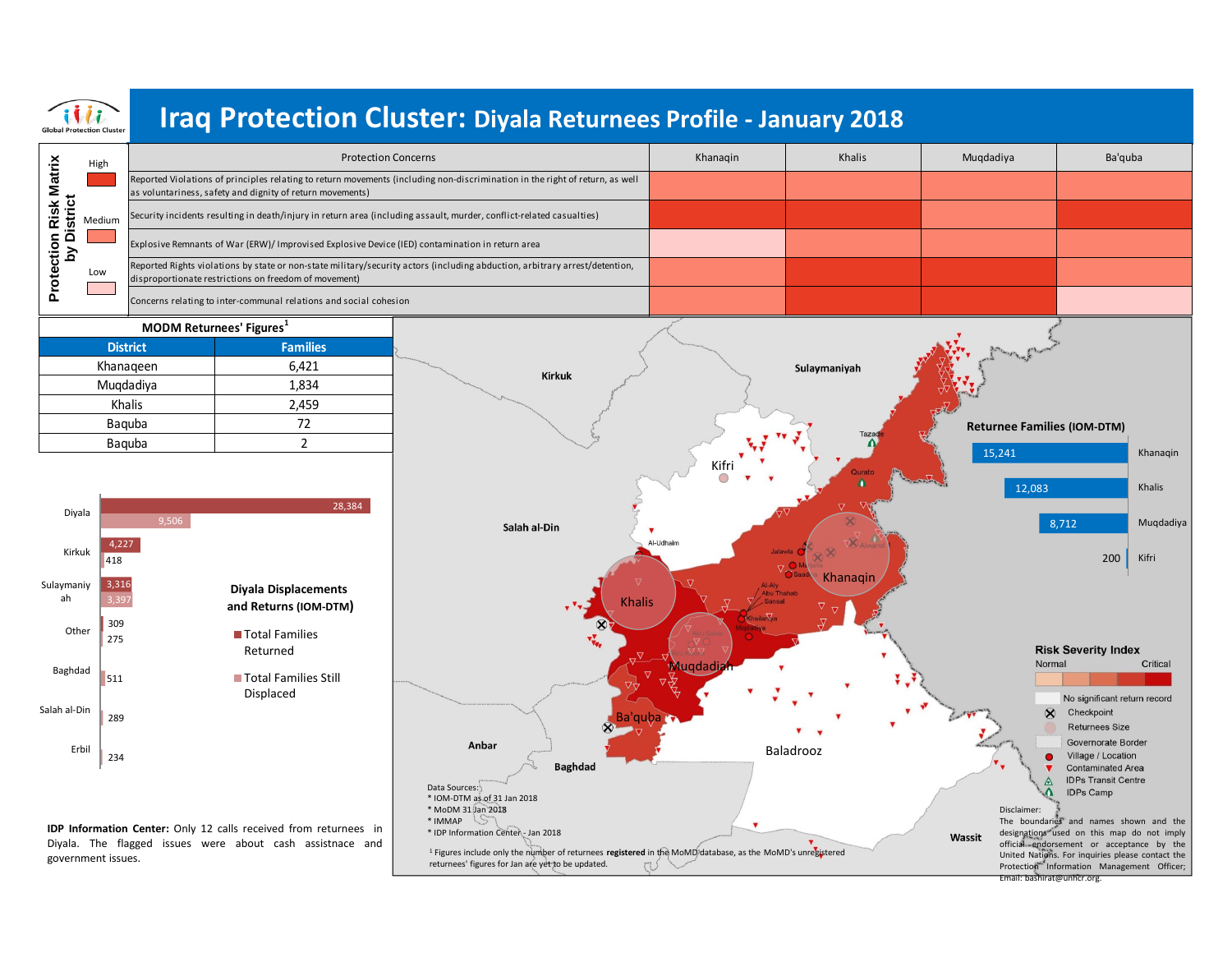# Iraq Protection Cluster: Diyala Returnees Profile - January 2018

Global Protection Cluster

## Protection Risk Matrix by District

Legend: High / Medium / Low

| Protection Concerns | Khanaqin | Khalis | Muqdadiya | Ba'quba |
|---|---|---|---|---|
| Reported Violations of principles relating to return movements (including non-discrimination in the right of return, as well as voluntariness, safety and dignity of return movements) | Medium | Medium | Medium | Medium |
| Security incidents resulting in death/injury in return area (including assault, murder, conflict-related casualties) | High | High | Medium | High |
| Explosive Remnants of War (ERW)/ Improvised Explosive Device (IED) contamination in return area | Low | Medium | Medium | Medium |
| Reported Rights violations by state or non-state military/security actors (including abduction, arbitrary arrest/detention, disproportionate restrictions on freedom of movement) | Medium | High | High | Medium |
| Concerns relating to inter-communal relations and social cohesion | Medium | High | High | Low |

## MODM Returnees' Figures[1]

| District | Families |
|---|---|
| Khanaqeen | 6,421 |
| Muqdadiya | 1,834 |
| Khalis | 2,459 |
| Baquba | 72 |
| Baquba | 2 |

## Diyala Displacements and Returns (IOM-DTM)

| | Total Families Returned | Total Families Still Displaced |
|---|---|---|
| Diyala | 28,384 | 9,506 |
| Kirkuk | 4,227 | 418 |
| Sulaymaniyah | 3,316 | 3,397 |
| Other | 309 | 275 |
| Baghdad | | 511 |
| Salah al-Din | | 289 |
| Erbil | | 234 |

**IDP Information Center:** Only 12 calls received from returnees in Diyala. The flagged issues were about cash assistance and government issues.

## Returnee Families (IOM-DTM)

| District | Families |
|---|---|
| Khanaqin | 15,241 |
| Khalis | 12,083 |
| Muqdadiya | 8,712 |
| Kifri | 200 |

Map labels: Kirkuk, Sulaymaniyah, Salah al-Din, Kifri, Tazade, Qurato, Al-Udhaim, Jalawla, Khanaqin, Khalis, Muqdadiah, Ba'quba, Baladrooz, Anbar, Baghdad, Wassit

**Risk Severity Index:** Normal – Critical

- No significant return record
- Checkpoint
- Returnees Size
- Governorate Border
- Village / Location
- Contaminated Area
- IDPs Transit Centre
- IDPs Camp

Data Sources:
- \* IOM-DTM as of 31 Jan 2018
- \* MoDM 31 Jan 2018
- \* IMMAP
- \* IDP Information Center - Jan 2018

[1] Figures include only the number of returnees **registered** in the MoMD database, as the MoMD's unregistered returnees' figures for Jan are yet to be updated.

Disclaimer:
The boundaries and names shown and the designations used on this map do not imply official endorsement or acceptance by the United Nations. For inquiries please contact the Protection Information Management Officer; Email: bashirat@unhcr.org.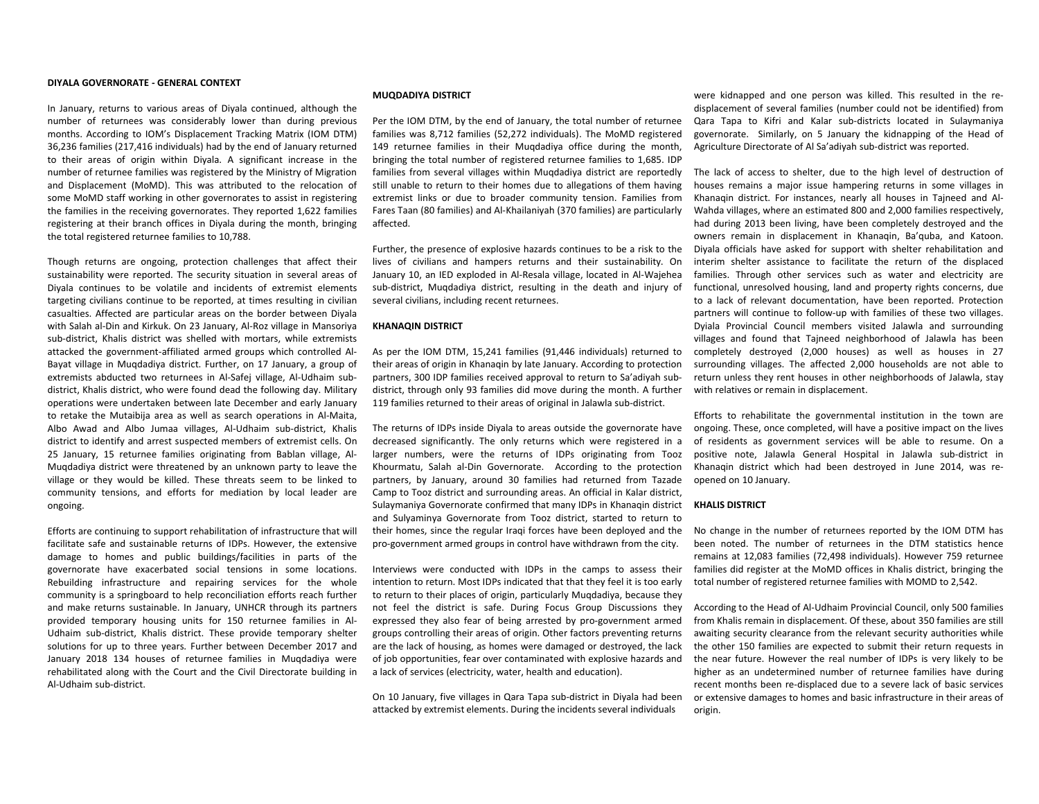**DIYALA GOVERNORATE - GENERAL CONTEXT**

In January, returns to various areas of Diyala continued, although the number of returnees was considerably lower than during previous months. According to IOM's Displacement Tracking Matrix (IOM DTM) 36,236 families (217,416 individuals) had by the end of January returned to their areas of origin within Diyala. A significant increase in the number of returnee families was registered by the Ministry of Migration and Displacement (MoMD). This was attributed to the relocation of some MoMD staff working in other governorates to assist in registering the families in the receiving governorates. They reported 1,622 families registering at their branch offices in Diyala during the month, bringing the total registered returnee families to 10,788.

Though returns are ongoing, protection challenges that affect their sustainability were reported. The security situation in several areas of Diyala continues to be volatile and incidents of extremist elements targeting civilians continue to be reported, at times resulting in civilian casualties. Affected are particular areas on the border between Diyala with Salah al-Din and Kirkuk. On 23 January, Al-Roz village in Mansoriya sub-district, Khalis district was shelled with mortars, while extremists attacked the government-affiliated armed groups which controlled Al-Bayat village in Muqdadiya district. Further, on 17 January, a group of extremists abducted two returnees in Al-Safej village, Al-Udhaim sub-district, Khalis district, who were found dead the following day. Military operations were undertaken between late December and early January to retake the Mutaibija area as well as search operations in Al-Maita, Albo Awad and Albo Jumaa villages, Al-Udhaim sub-district, Khalis district to identify and arrest suspected members of extremist cells. On 25 January, 15 returnee families originating from Bablan village, Al-Muqdadiya district were threatened by an unknown party to leave the village or they would be killed. These threats seem to be linked to community tensions, and efforts for mediation by local leader are ongoing.

Efforts are continuing to support rehabilitation of infrastructure that will facilitate safe and sustainable returns of IDPs. However, the extensive damage to homes and public buildings/facilities in parts of the governorate have exacerbated social tensions in some locations. Rebuilding infrastructure and repairing services for the whole community is a springboard to help reconciliation efforts reach further and make returns sustainable. In January, UNHCR through its partners provided temporary housing units for 150 returnee families in Al-Udhaim sub-district, Khalis district. These provide temporary shelter solutions for up to three years. Further between December 2017 and January 2018 134 houses of returnee families in Muqdadiya were rehabilitated along with the Court and the Civil Directorate building in Al-Udhaim sub-district.

**MUQDADIYA DISTRICT**

Per the IOM DTM, by the end of January, the total number of returnee families was 8,712 families (52,272 individuals). The MoMD registered 149 returnee families in their Muqdadiya office during the month, bringing the total number of registered returnee families to 1,685. IDP families from several villages within Muqdadiya district are reportedly still unable to return to their homes due to allegations of them having extremist links or due to broader community tension. Families from Fares Taan (80 families) and Al-Khailaniyah (370 families) are particularly affected.

Further, the presence of explosive hazards continues to be a risk to the lives of civilians and hampers returns and their sustainability. On January 10, an IED exploded in Al-Resala village, located in Al-Wajehea sub-district, Muqdadiya district, resulting in the death and injury of several civilians, including recent returnees.

**KHANAQIN DISTRICT**

As per the IOM DTM, 15,241 families (91,446 individuals) returned to their areas of origin in Khanaqin by late January. According to protection partners, 300 IDP families received approval to return to Sa'adiyah sub-district, through only 93 families did move during the month. A further 119 families returned to their areas of original in Jalawla sub-district.

The returns of IDPs inside Diyala to areas outside the governorate have decreased significantly. The only returns which were registered in a larger numbers, were the returns of IDPs originating from Tooz Khourmatu, Salah al-Din Governorate. According to the protection partners, by January, around 30 families had returned from Tazade Camp to Tooz district and surrounding areas. An official in Kalar district, Sulaymaniya Governorate confirmed that many IDPs in Khanaqin district and Sulyaminya Governorate from Tooz district, started to return to their homes, since the regular Iraqi forces have been deployed and the pro-government armed groups in control have withdrawn from the city.

Interviews were conducted with IDPs in the camps to assess their intention to return. Most IDPs indicated that that they feel it is too early to return to their places of origin, particularly Muqdadiya, because they not feel the district is safe. During Focus Group Discussions they expressed they also fear of being arrested by pro-government armed groups controlling their areas of origin. Other factors preventing returns are the lack of housing, as homes were damaged or destroyed, the lack of job opportunities, fear over contaminated with explosive hazards and a lack of services (electricity, water, health and education).

On 10 January, five villages in Qara Tapa sub-district in Diyala had been attacked by extremist elements. During the incidents several individuals were kidnapped and one person was killed. This resulted in the re-displacement of several families (number could not be identified) from Qara Tapa to Kifri and Kalar sub-districts located in Sulaymaniya governorate. Similarly, on 5 January the kidnapping of the Head of Agriculture Directorate of Al Sa'adiyah sub-district was reported.

The lack of access to shelter, due to the high level of destruction of houses remains a major issue hampering returns in some villages in Khanaqin district. For instances, nearly all houses in Tajneed and Al-Wahda villages, where an estimated 800 and 2,000 families respectively, had during 2013 been living, have been completely destroyed and the owners remain in displacement in Khanaqin, Ba'quba, and Katoon. Diyala officials have asked for support with shelter rehabilitation and interim shelter assistance to facilitate the return of the displaced families. Through other services such as water and electricity are functional, unresolved housing, land and property rights concerns, due to a lack of relevant documentation, have been reported. Protection partners will continue to follow-up with families of these two villages. Dyiala Provincial Council members visited Jalawla and surrounding villages and found that Tajneed neighborhood of Jalawla has been completely destroyed (2,000 houses) as well as houses in 27 surrounding villages. The affected 2,000 households are not able to return unless they rent houses in other neighborhoods of Jalawla, stay with relatives or remain in displacement.

Efforts to rehabilitate the governmental institution in the town are ongoing. These, once completed, will have a positive impact on the lives of residents as government services will be able to resume. On a positive note, Jalawla General Hospital in Jalawla sub-district in Khanaqin district which had been destroyed in June 2014, was re-opened on 10 January.

**KHALIS DISTRICT**

No change in the number of returnees reported by the IOM DTM has been noted. The number of returnees in the DTM statistics hence remains at 12,083 families (72,498 individuals). However 759 returnee families did register at the MoMD offices in Khalis district, bringing the total number of registered returnee families with MOMD to 2,542.

According to the Head of Al-Udhaim Provincial Council, only 500 families from Khalis remain in displacement. Of these, about 350 families are still awaiting security clearance from the relevant security authorities while the other 150 families are expected to submit their return requests in the near future. However the real number of IDPs is very likely to be higher as an undetermined number of returnee families have during recent months been re-displaced due to a severe lack of basic services or extensive damages to homes and basic infrastructure in their areas of origin.